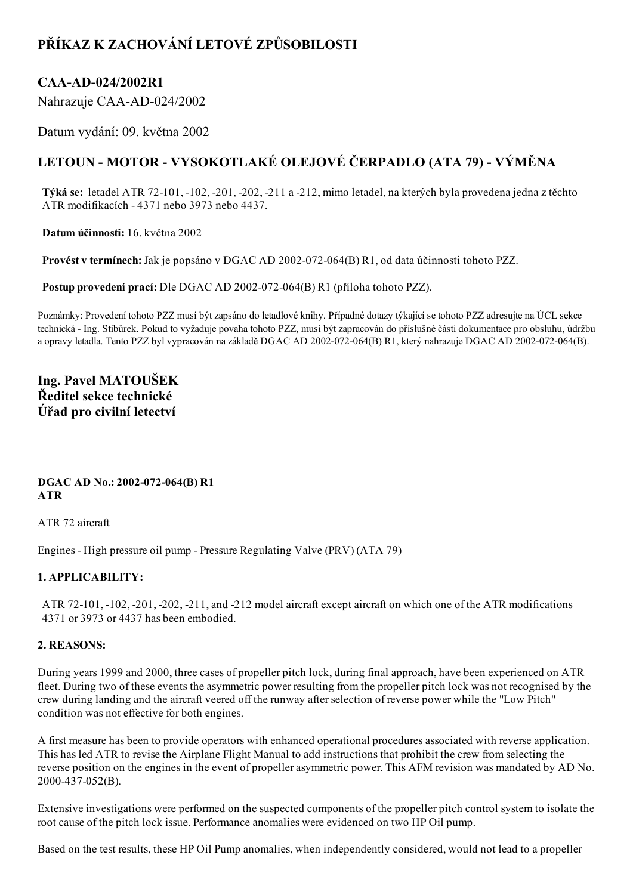# PŘÍKAZ K ZACHOVÁNÍ LETOVÉ ZPŮSOBILOSTI

## CAA-AD-024/2002R1

Nahrazuje CAA-AD-024/2002

Datum vydání: 09. května 2002

## LETOUN - MOTOR - VYSOKOTLAKÉ OLEJOVÉ ČERPADLO (ATA 79) - VÝMĚNA

**Týká se:** letadel ATR 72-101, -102, -201, -202, -211 a -212, mimo letadel, na kterých byla provedena jedna z těchto ATR modifikacích - 4371 nebo 3973 nebo 4437.

**Datum účinnosti:** 16. května 2002

**Provést v termínech:** Jak je popsáno v DGAC AD 2002-072-064(B) R1, od data účinnosti tohoto PZZ.

**Postup provedení prací:** Dle DGAC AD 2002-072-064(B) R1 (příloha tohoto PZZ).

Poznámky: Provedení tohoto PZZ musí být zapsáno do letadlové knihy. Případné dotazy týkající se tohoto PZZ adresujte na ÚCL sekce technická - Ing. Stibůrek. Pokud to vyžaduje povaha tohoto PZZ, musí být zapracován do příslušné části dokumentace pro obsluhu, údržbu a opravy letadla. Tento PZZ byl vypracován na základě DGAC AD 2002-072-064(B) R1, který nahrazuje DGAC AD 2002-072-064(B).

**Ing. Pavel MATOUŠEK**
**Ředitel sekce technické**
**Úřad pro civilní letectví**

**DGAC AD No.: 2002-072-064(B) R1**
**ATR**

ATR 72 aircraft

Engines - High pressure oil pump - Pressure Regulating Valve (PRV) (ATA 79)

### 1. APPLICABILITY:

ATR 72-101, -102, -201, -202, -211, and -212 model aircraft except aircraft on which one of the ATR modifications 4371 or 3973 or 4437 has been embodied.

### 2. REASONS:

During years 1999 and 2000, three cases of propeller pitch lock, during final approach, have been experienced on ATR fleet. During two of these events the asymmetric power resulting from the propeller pitch lock was not recognised by the crew during landing and the aircraft veered off the runway after selection of reverse power while the "Low Pitch" condition was not effective for both eengines.

A first measure has been to provide operators with enhanced operational procedures associated with reverse application. This has led ATR to revise the Airplane Flight Manual to add instructions that prohibit the crew from selecting the reverse position on the engines in the event of propeller asymmetric power. This AFM revision was mandated by AD No. 2000-437-052(B).

Extensive investigations were performed on the suspected components of the propeller pitch control system to isolate the root cause of the pitch lock issue. Performance anomalies were evidenced on two HP Oil pump.

Based on the test results, these HP Oil Pump anomalies, when independently considered, would not lead to a propeller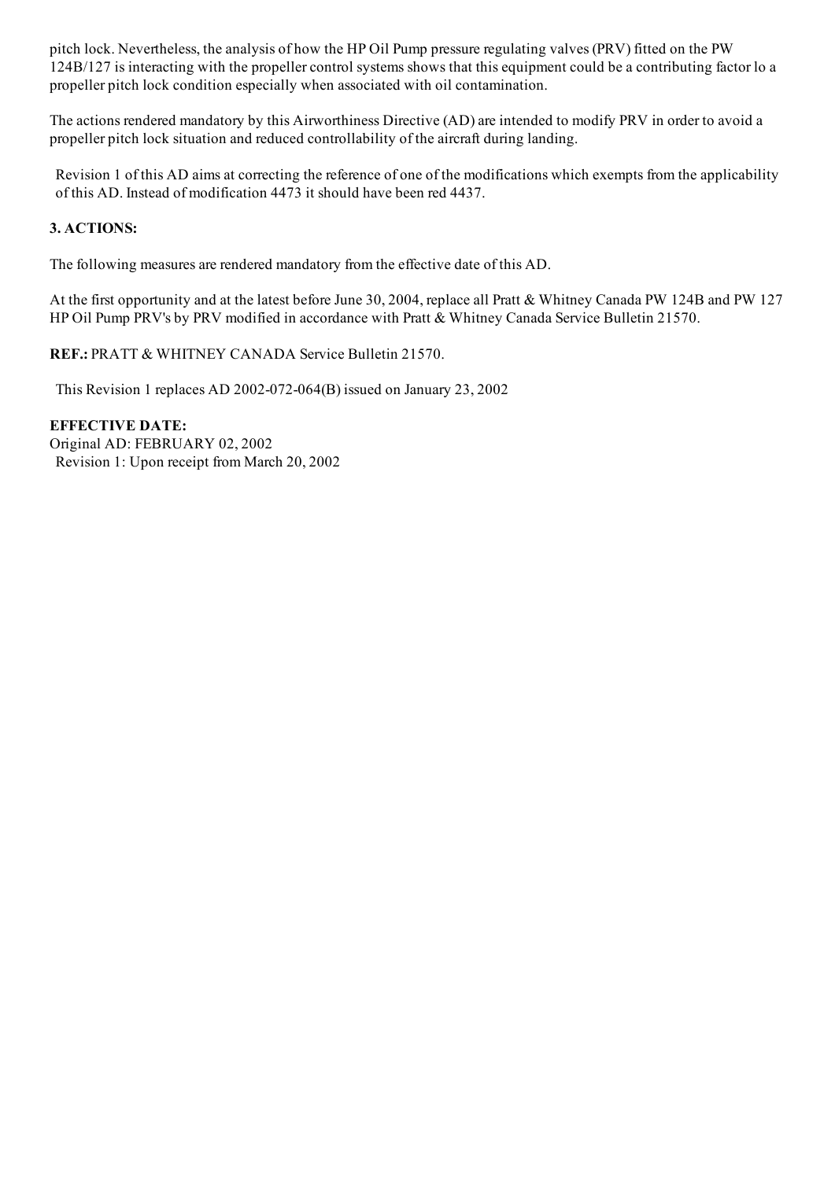pitch lock. Nevertheless, the analysis of how the HP Oil Pump pressure regulating valves (PRV) fitted on the PW 124B/127 is interacting with the propeller control systems shows that this equipment could be a contributing factor lo a propeller pitch lock condition especially when associated with oil contamination.

The actions rendered mandatory by this Airworthiness Directive (AD) are intended to modify PRV in order to avoid a propeller pitch lock situation and reduced controllability of the aircraft during landing.

Revision 1 of this AD aims at correcting the reference of one of the modifications which exempts from the applicability of this AD. Instead of modification 4473 it should have been red 4437.

**3. ACTIONS:**

The following measures are rendered mandatory from the effective date of this AD.

At the first opportunity and at the latest before June 30, 2004, replace all Pratt & Whitney Canada PW 124B and PW 127 HP Oil Pump PRV's by PRV modified in accordance with Pratt & Whitney Canada Service Bulletin 21570.

**REF.:** PRATT & WHITNEY CANADA Service Bulletin 21570.

This Revision 1 replaces AD 2002-072-064(B) issued on January 23, 2002

**EFFECTIVE DATE:**
Original AD: FEBRUARY 02, 2002
Revision 1: Upon receipt from March 20, 2002